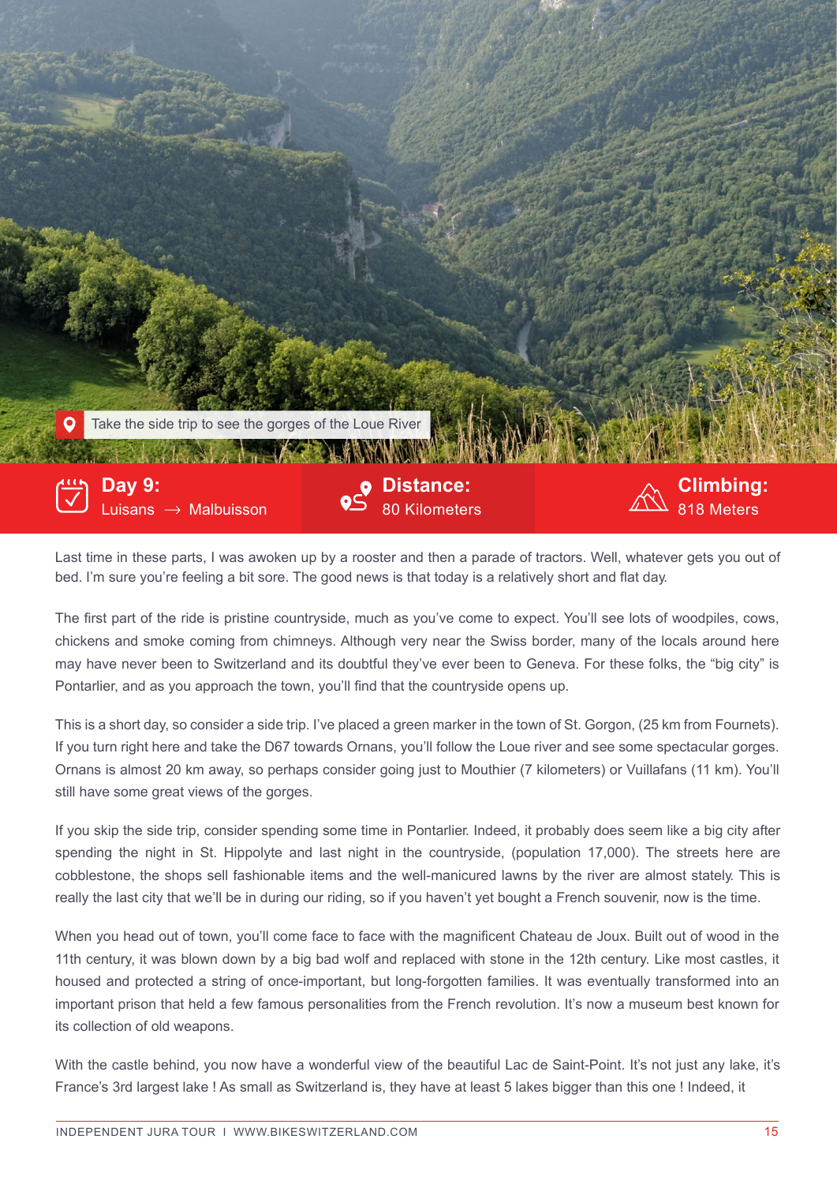Take the side trip to see the gorges of the Loue River

## Day 9: Luisans → Malbuisson

**Distance:** 80 Kilometers

**Climbing:** 818 Meters

Last time in these parts, I was awoken up by a rooster and then a parade of tractors. Well, whatever gets you out of bed. I'm sure you're feeling a bit sore. The good news is that today is a relatively short and flat day.

The first part of the ride is pristine countryside, much as you've come to expect. You'll see lots of woodpiles, cows, chickens and smoke coming from chimneys. Although very near the Swiss border, many of the locals around here may have never been to Switzerland and its doubtful they've ever been to Geneva. For these folks, the "big city" is Pontarlier, and as you approach the town, you'll find that the countryside opens up.

This is a short day, so consider a side trip. I've placed a green marker in the town of St. Gorgon, (25 km from Fournets). If you turn right here and take the D67 towards Ornans, you'll follow the Loue river and see some spectacular gorges. Ornans is almost 20 km away, so perhaps consider going just to Mouthier (7 kilometers) or Vuillafans (11 km). You'll still have some great views of the gorges.

If you skip the side trip, consider spending some time in Pontarlier. Indeed, it probably does seem like a big city after spending the night in St. Hippolyte and last night in the countryside, (population 17,000). The streets here are cobblestone, the shops sell fashionable items and the well-manicured lawns by the river are almost stately. This is really the last city that we'll be in during our riding, so if you haven't yet bought a French souvenir, now is the time.

When you head out of town, you'll come face to face with the magnificent Chateau de Joux. Built out of wood in the 11th century, it was blown down by a big bad wolf and replaced with stone in the 12th century. Like most castles, it housed and protected a string of once-important, but long-forgotten families. It was eventually transformed into an important prison that held a few famous personalities from the French revolution. It's now a museum best known for its collection of old weapons.

With the castle behind, you now have a wonderful view of the beautiful Lac de Saint-Point. It's not just any lake, it's France's 3rd largest lake ! As small as Switzerland is, they have at least 5 lakes bigger than this one ! Indeed, it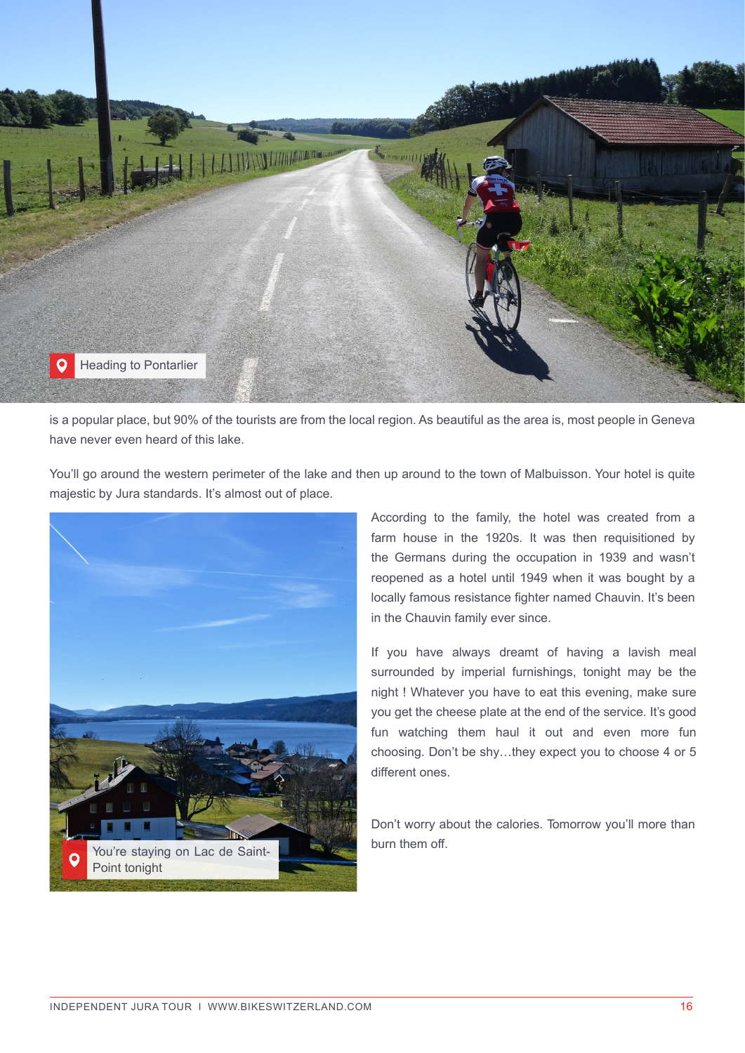Heading to Pontarlier

is a popular place, but 90% of the tourists are from the local region. As beautiful as the area is, most people in Geneva have never even heard of this lake.

You'll go around the western perimeter of the lake and then up around to the town of Malbuisson. Your hotel is quite majestic by Jura standards. It's almost out of place.

You're staying on Lac de Saint-Point tonight

According to the family, the hotel was created from a farm house in the 1920s. It was then requisitioned by the Germans during the occupation in 1939 and wasn't reopened as a hotel until 1949 when it was bought by a locally famous resistance fighter named Chauvin. It's been in the Chauvin family ever since.

If you have always dreamt of having a lavish meal surrounded by imperial furnishings, tonight may be the night ! Whatever you have to eat this evening, make sure you get the cheese plate at the end of the service. It's good fun watching them haul it out and even more fun choosing. Don't be shy…they expect you to choose 4 or 5 different ones.

Don't worry about the calories. Tomorrow you'll more than burn them off.